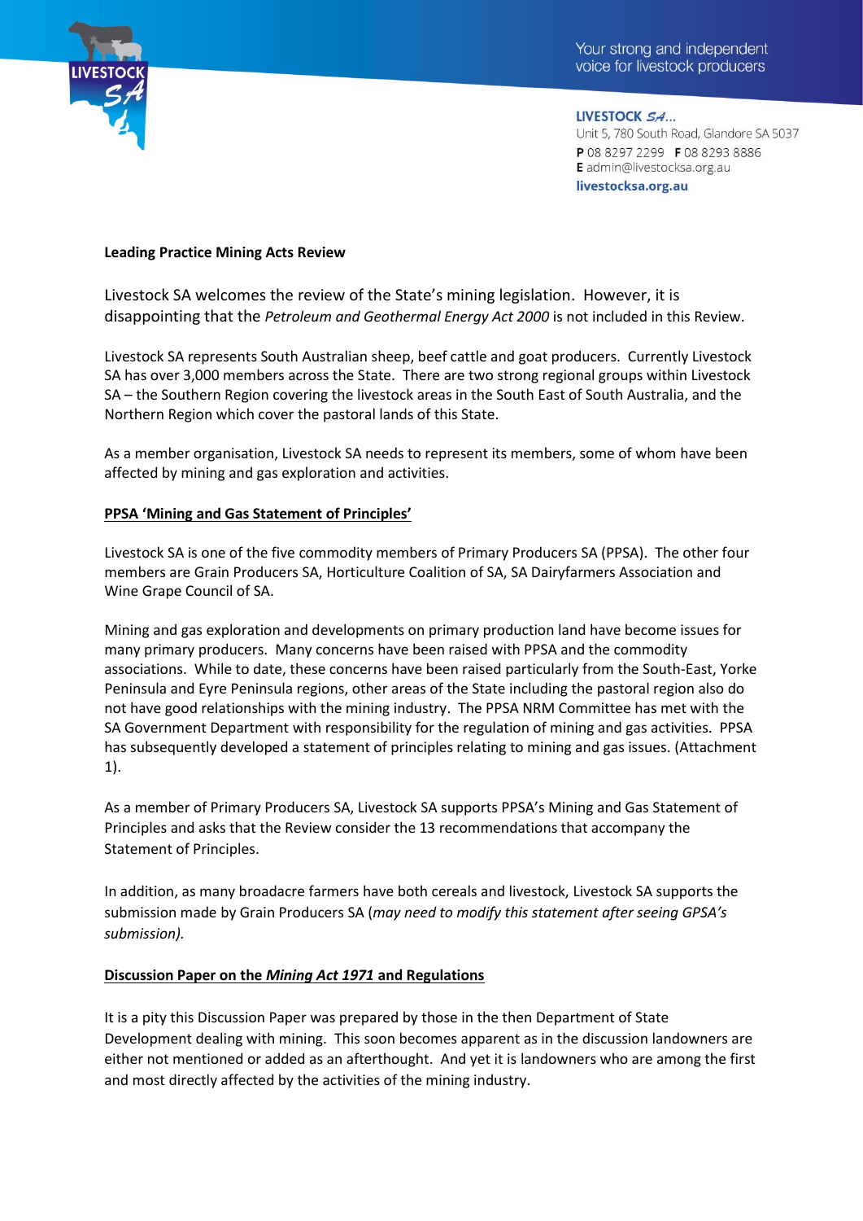Your strong and independent voice for livestock producers

**LIVESTOCK SA**
Unit 5, 780 South Road, Glandore SA 5037
**P** 08 8297 2299 **F** 08 8293 8886
**E** admin@livestocksa.org.au
**livestocksa.org.au**

**Leading Practice Mining Acts Review**

Livestock SA welcomes the review of the State's mining legislation. However, it is disappointing that the *Petroleum and Geothermal Energy Act 2000* is not included in this Review.

Livestock SA represents South Australian sheep, beef cattle and goat producers. Currently Livestock SA has over 3,000 members across the State. There are two strong regional groups within Livestock SA – the Southern Region covering the livestock areas in the South East of South Australia, and the Northern Region which cover the pastoral lands of this State.

As a member organisation, Livestock SA needs to represent its members, some of whom have been affected by mining and gas exploration and activities.

**PPSA 'Mining and Gas Statement of Principles'**

Livestock SA is one of the five commodity members of Primary Producers SA (PPSA). The other four members are Grain Producers SA, Horticulture Coalition of SA, SA Dairyfarmers Association and Wine Grape Council of SA.

Mining and gas exploration and developments on primary production land have become issues for many primary producers. Many concerns have been raised with PPSA and the commodity associations. While to date, these concerns have been raised particularly from the South-East, Yorke Peninsula and Eyre Peninsula regions, other areas of the State including the pastoral region also do not have good relationships with the mining industry. The PPSA NRM Committee has met with the SA Government Department with responsibility for the regulation of mining and gas activities. PPSA has subsequently developed a statement of principles relating to mining and gas issues. (Attachment 1).

As a member of Primary Producers SA, Livestock SA supports PPSA's Mining and Gas Statement of Principles and asks that the Review consider the 13 recommendations that accompany the Statement of Principles.

In addition, as many broadacre farmers have both cereals and livestock, Livestock SA supports the submission made by Grain Producers SA (*may need to modify this statement after seeing GPSA's submission).*

**Discussion Paper on the *Mining Act 1971* and Regulations**

It is a pity this Discussion Paper was prepared by those in the then Department of State Development dealing with mining. This soon becomes apparent as in the discussion landowners are either not mentioned or added as an afterthought. And yet it is landowners who are among the first and most directly affected by the activities of the mining industry.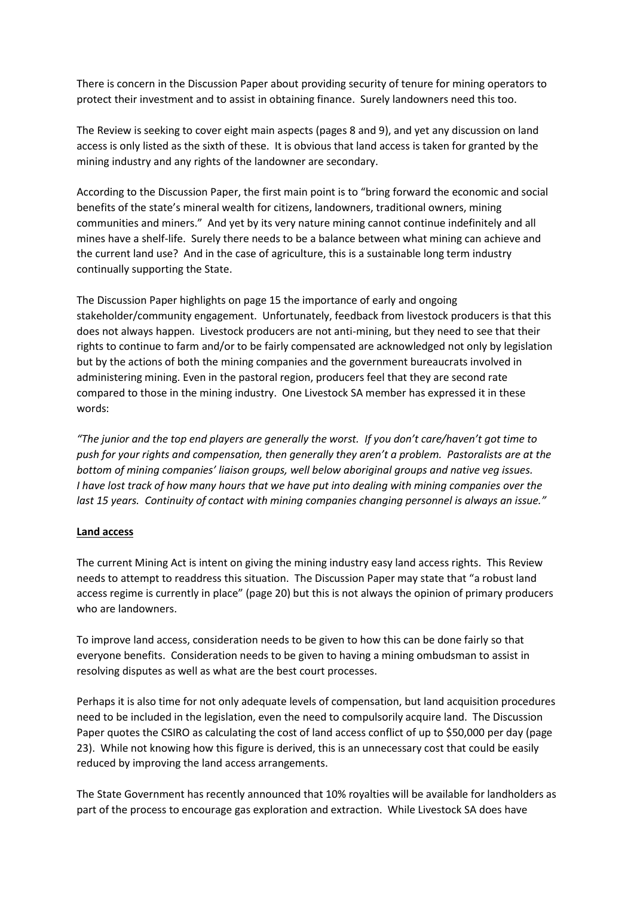There is concern in the Discussion Paper about providing security of tenure for mining operators to protect their investment and to assist in obtaining finance. Surely landowners need this too.

The Review is seeking to cover eight main aspects (pages 8 and 9), and yet any discussion on land access is only listed as the sixth of these. It is obvious that land access is taken for granted by the mining industry and any rights of the landowner are secondary.

According to the Discussion Paper, the first main point is to "bring forward the economic and social benefits of the state's mineral wealth for citizens, landowners, traditional owners, mining communities and miners." And yet by its very nature mining cannot continue indefinitely and all mines have a shelf-life. Surely there needs to be a balance between what mining can achieve and the current land use? And in the case of agriculture, this is a sustainable long term industry continually supporting the State.

The Discussion Paper highlights on page 15 the importance of early and ongoing stakeholder/community engagement. Unfortunately, feedback from livestock producers is that this does not always happen. Livestock producers are not anti-mining, but they need to see that their rights to continue to farm and/or to be fairly compensated are acknowledged not only by legislation but by the actions of both the mining companies and the government bureaucrats involved in administering mining. Even in the pastoral region, producers feel that they are second rate compared to those in the mining industry. One Livestock SA member has expressed it in these words:

*"The junior and the top end players are generally the worst. If you don't care/haven't got time to push for your rights and compensation, then generally they aren't a problem. Pastoralists are at the bottom of mining companies' liaison groups, well below aboriginal groups and native veg issues. I have lost track of how many hours that we have put into dealing with mining companies over the last 15 years. Continuity of contact with mining companies changing personnel is always an issue."*

## Land access

The current Mining Act is intent on giving the mining industry easy land access rights. This Review needs to attempt to readdress this situation. The Discussion Paper may state that "a robust land access regime is currently in place" (page 20) but this is not always the opinion of primary producers who are landowners.

To improve land access, consideration needs to be given to how this can be done fairly so that everyone benefits. Consideration needs to be given to having a mining ombudsman to assist in resolving disputes as well as what are the best court processes.

Perhaps it is also time for not only adequate levels of compensation, but land acquisition procedures need to be included in the legislation, even the need to compulsorily acquire land. The Discussion Paper quotes the CSIRO as calculating the cost of land access conflict of up to $50,000 per day (page 23). While not knowing how this figure is derived, this is an unnecessary cost that could be easily reduced by improving the land access arrangements.

The State Government has recently announced that 10% royalties will be available for landholders as part of the process to encourage gas exploration and extraction. While Livestock SA does have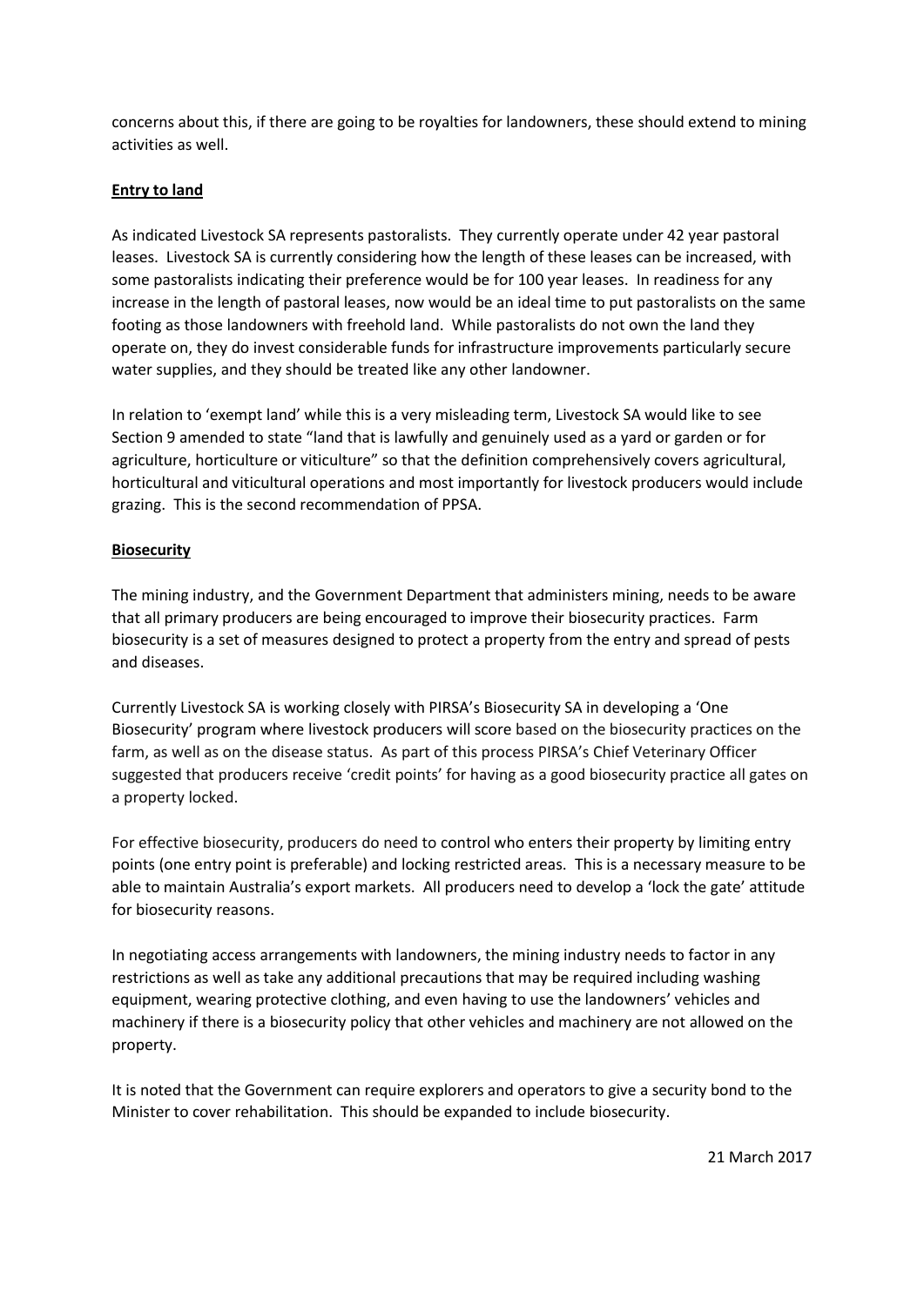concerns about this, if there are going to be royalties for landowners, these should extend to mining activities as well.

**Entry to land**

As indicated Livestock SA represents pastoralists. They currently operate under 42 year pastoral leases. Livestock SA is currently considering how the length of these leases can be increased, with some pastoralists indicating their preference would be for 100 year leases. In readiness for any increase in the length of pastoral leases, now would be an ideal time to put pastoralists on the same footing as those landowners with freehold land. While pastoralists do not own the land they operate on, they do invest considerable funds for infrastructure improvements particularly secure water supplies, and they should be treated like any other landowner.

In relation to 'exempt land' while this is a very misleading term, Livestock SA would like to see Section 9 amended to state "land that is lawfully and genuinely used as a yard or garden or for agriculture, horticulture or viticulture" so that the definition comprehensively covers agricultural, horticultural and viticultural operations and most importantly for livestock producers would include grazing. This is the second recommendation of PPSA.

**Biosecurity**

The mining industry, and the Government Department that administers mining, needs to be aware that all primary producers are being encouraged to improve their biosecurity practices. Farm biosecurity is a set of measures designed to protect a property from the entry and spread of pests and diseases.

Currently Livestock SA is working closely with PIRSA's Biosecurity SA in developing a 'One Biosecurity' program where livestock producers will score based on the biosecurity practices on the farm, as well as on the disease status. As part of this process PIRSA's Chief Veterinary Officer suggested that producers receive 'credit points' for having as a good biosecurity practice all gates on a property locked.

For effective biosecurity, producers do need to control who enters their property by limiting entry points (one entry point is preferable) and locking restricted areas. This is a necessary measure to be able to maintain Australia's export markets. All producers need to develop a 'lock the gate' attitude for biosecurity reasons.

In negotiating access arrangements with landowners, the mining industry needs to factor in any restrictions as well as take any additional precautions that may be required including washing equipment, wearing protective clothing, and even having to use the landowners' vehicles and machinery if there is a biosecurity policy that other vehicles and machinery are not allowed on the property.

It is noted that the Government can require explorers and operators to give a security bond to the Minister to cover rehabilitation. This should be expanded to include biosecurity.

21 March 2017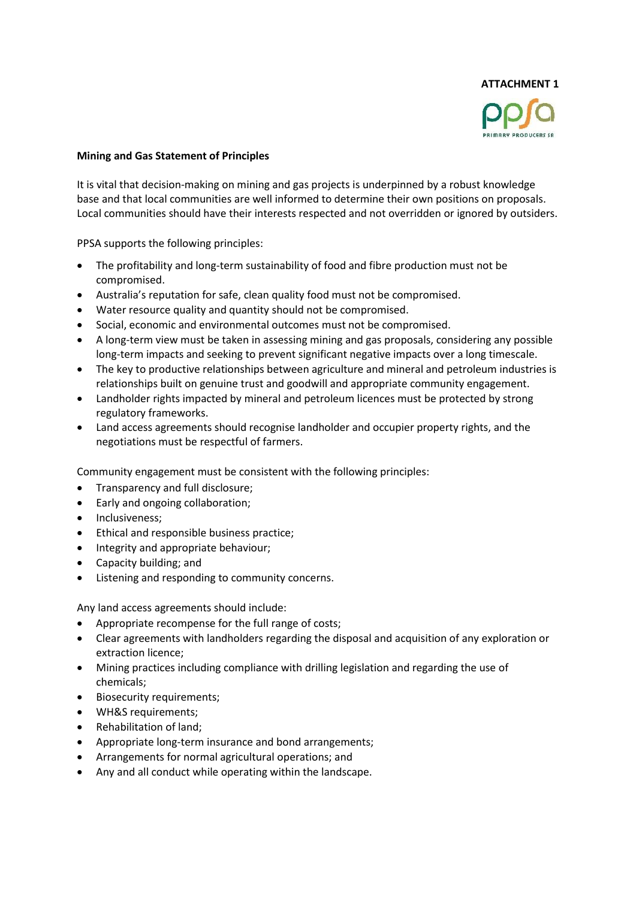**ATTACHMENT 1**

**Mining and Gas Statement of Principles**

It is vital that decision-making on mining and gas projects is underpinned by a robust knowledge base and that local communities are well informed to determine their own positions on proposals. Local communities should have their interests respected and not overridden or ignored by outsiders.

PPSA supports the following principles:

- The profitability and long-term sustainability of food and fibre production must not be compromised.
- Australia's reputation for safe, clean quality food must not be compromised.
- Water resource quality and quantity should not be compromised.
- Social, economic and environmental outcomes must not be compromised.
- A long-term view must be taken in assessing mining and gas proposals, considering any possible long-term impacts and seeking to prevent significant negative impacts over a long timescale.
- The key to productive relationships between agriculture and mineral and petroleum industries is relationships built on genuine trust and goodwill and appropriate community engagement.
- Landholder rights impacted by mineral and petroleum licences must be protected by strong regulatory frameworks.
- Land access agreements should recognise landholder and occupier property rights, and the negotiations must be respectful of farmers.

Community engagement must be consistent with the following principles:

- Transparency and full disclosure;
- Early and ongoing collaboration;
- Inclusiveness;
- Ethical and responsible business practice;
- Integrity and appropriate behaviour;
- Capacity building; and
- Listening and responding to community concerns.

Any land access agreements should include:

- Appropriate recompense for the full range of costs;
- Clear agreements with landholders regarding the disposal and acquisition of any exploration or extraction licence;
- Mining practices including compliance with drilling legislation and regarding the use of chemicals;
- Biosecurity requirements;
- WH&S requirements;
- Rehabilitation of land;
- Appropriate long-term insurance and bond arrangements;
- Arrangements for normal agricultural operations; and
- Any and all conduct while operating within the landscape.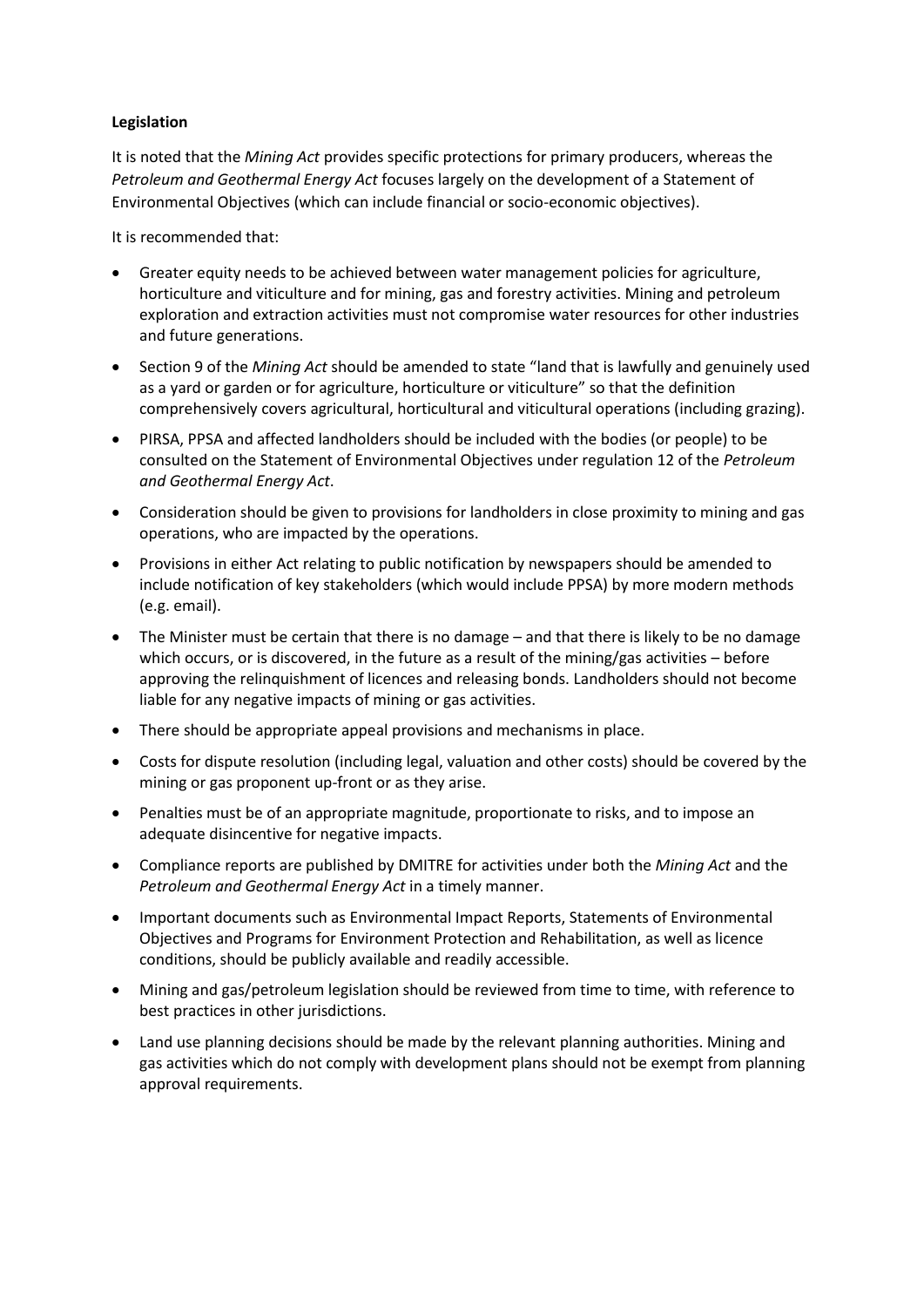**Legislation**

It is noted that the *Mining Act* provides specific protections for primary producers, whereas the *Petroleum and Geothermal Energy Act* focuses largely on the development of a Statement of Environmental Objectives (which can include financial or socio-economic objectives).

It is recommended that:

- Greater equity needs to be achieved between water management policies for agriculture, horticulture and viticulture and for mining, gas and forestry activities. Mining and petroleum exploration and extraction activities must not compromise water resources for other industries and future generations.
- Section 9 of the *Mining Act* should be amended to state "land that is lawfully and genuinely used as a yard or garden or for agriculture, horticulture or viticulture" so that the definition comprehensively covers agricultural, horticultural and viticultural operations (including grazing).
- PIRSA, PPSA and affected landholders should be included with the bodies (or people) to be consulted on the Statement of Environmental Objectives under regulation 12 of the *Petroleum and Geothermal Energy Act*.
- Consideration should be given to provisions for landholders in close proximity to mining and gas operations, who are impacted by the operations.
- Provisions in either Act relating to public notification by newspapers should be amended to include notification of key stakeholders (which would include PPSA) by more modern methods (e.g. email).
- The Minister must be certain that there is no damage – and that there is likely to be no damage which occurs, or is discovered, in the future as a result of the mining/gas activities – before approving the relinquishment of licences and releasing bonds. Landholders should not become liable for any negative impacts of mining or gas activities.
- There should be appropriate appeal provisions and mechanisms in place.
- Costs for dispute resolution (including legal, valuation and other costs) should be covered by the mining or gas proponent up-front or as they arise.
- Penalties must be of an appropriate magnitude, proportionate to risks, and to impose an adequate disincentive for negative impacts.
- Compliance reports are published by DMITRE for activities under both the *Mining Act* and the *Petroleum and Geothermal Energy Act* in a timely manner.
- Important documents such as Environmental Impact Reports, Statements of Environmental Objectives and Programs for Environment Protection and Rehabilitation, as well as licence conditions, should be publicly available and readily accessible.
- Mining and gas/petroleum legislation should be reviewed from time to time, with reference to best practices in other jurisdictions.
- Land use planning decisions should be made by the relevant planning authorities. Mining and gas activities which do not comply with development plans should not be exempt from planning approval requirements.